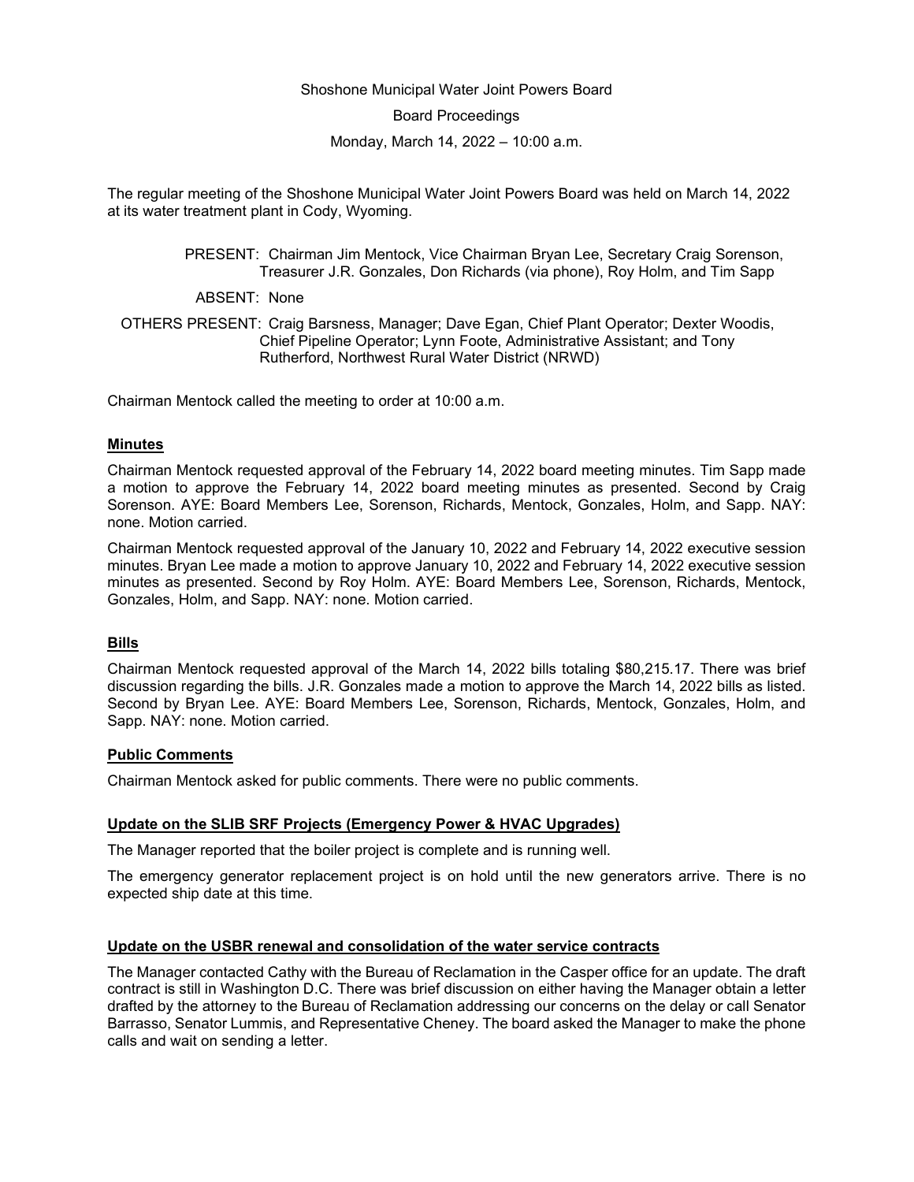Shoshone Municipal Water Joint Powers Board

Board Proceedings

Monday, March 14, 2022 – 10:00 a.m.

The regular meeting of the Shoshone Municipal Water Joint Powers Board was held on March 14, 2022 at its water treatment plant in Cody, Wyoming.

PRESENT: Chairman Jim Mentock, Vice Chairman Bryan Lee, Secretary Craig Sorenson, Treasurer J.R. Gonzales, Don Richards (via phone), Roy Holm, and Tim Sapp

ABSENT: None

OTHERS PRESENT: Craig Barsness, Manager; Dave Egan, Chief Plant Operator; Dexter Woodis, Chief Pipeline Operator; Lynn Foote, Administrative Assistant; and Tony Rutherford, Northwest Rural Water District (NRWD)

Chairman Mentock called the meeting to order at 10:00 a.m.

**Minutes**

Chairman Mentock requested approval of the February 14, 2022 board meeting minutes. Tim Sapp made a motion to approve the February 14, 2022 board meeting minutes as presented. Second by Craig Sorenson. AYE: Board Members Lee, Sorenson, Richards, Mentock, Gonzales, Holm, and Sapp. NAY: none. Motion carried.

Chairman Mentock requested approval of the January 10, 2022 and February 14, 2022 executive session minutes. Bryan Lee made a motion to approve January 10, 2022 and February 14, 2022 executive session minutes as presented. Second by Roy Holm. AYE: Board Members Lee, Sorenson, Richards, Mentock, Gonzales, Holm, and Sapp. NAY: none. Motion carried.

**Bills**

Chairman Mentock requested approval of the March 14, 2022 bills totaling $80,215.17. There was brief discussion regarding the bills. J.R. Gonzales made a motion to approve the March 14, 2022 bills as listed. Second by Bryan Lee. AYE: Board Members Lee, Sorenson, Richards, Mentock, Gonzales, Holm, and Sapp. NAY: none. Motion carried.

**Public Comments**

Chairman Mentock asked for public comments. There were no public comments.

**Update on the SLIB SRF Projects (Emergency Power & HVAC Upgrades)**

The Manager reported that the boiler project is complete and is running well.

The emergency generator replacement project is on hold until the new generators arrive. There is no expected ship date at this time.

**Update on the USBR renewal and consolidation of the water service contracts**

The Manager contacted Cathy with the Bureau of Reclamation in the Casper office for an update. The draft contract is still in Washington D.C. There was brief discussion on either having the Manager obtain a letter drafted by the attorney to the Bureau of Reclamation addressing our concerns on the delay or call Senator Barrasso, Senator Lummis, and Representative Cheney. The board asked the Manager to make the phone calls and wait on sending a letter.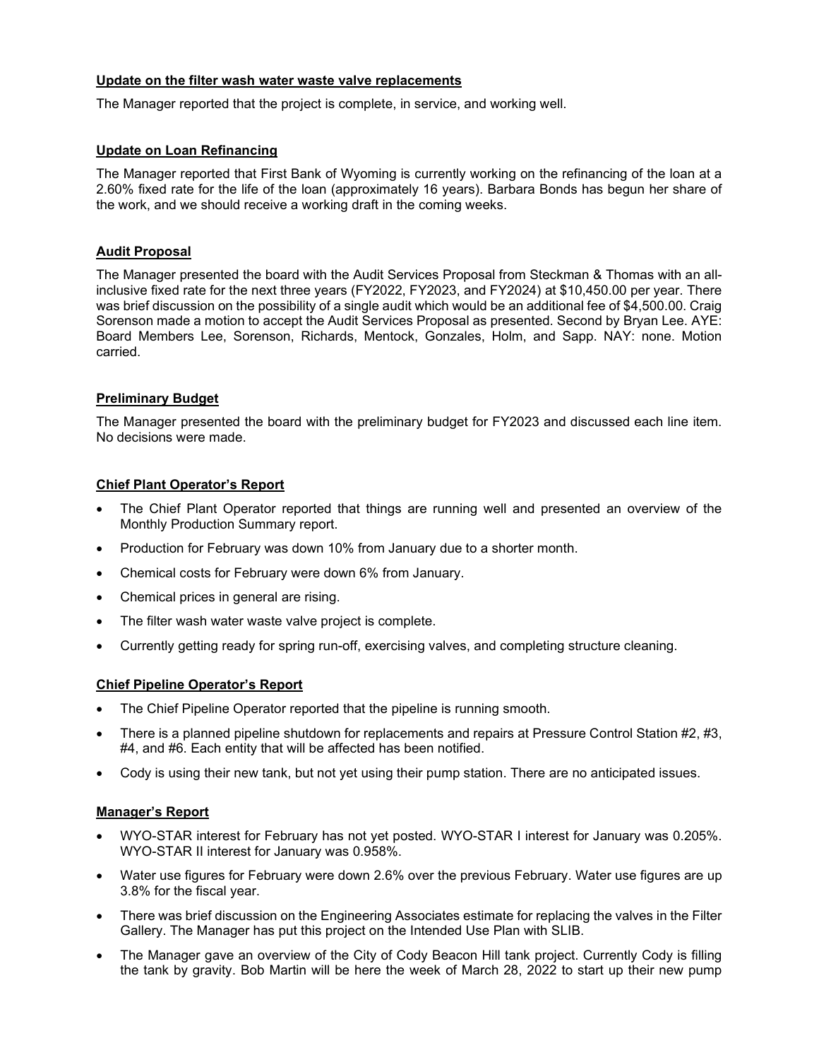### Update on the filter wash water waste valve replacements

The Manager reported that the project is complete, in service, and working well.

### Update on Loan Refinancing

The Manager reported that First Bank of Wyoming is currently working on the refinancing of the loan at a 2.60% fixed rate for the life of the loan (approximately 16 years). Barbara Bonds has begun her share of the work, and we should receive a working draft in the coming weeks.

### Audit Proposal

The Manager presented the board with the Audit Services Proposal from Steckman & Thomas with an all-inclusive fixed rate for the next three years (FY2022, FY2023, and FY2024) at $10,450.00 per year. There was brief discussion on the possibility of a single audit which would be an additional fee of $4,500.00. Craig Sorenson made a motion to accept the Audit Services Proposal as presented. Second by Bryan Lee. AYE: Board Members Lee, Sorenson, Richards, Mentock, Gonzales, Holm, and Sapp. NAY: none. Motion carried.

### Preliminary Budget

The Manager presented the board with the preliminary budget for FY2023 and discussed each line item. No decisions were made.

### Chief Plant Operator's Report

- The Chief Plant Operator reported that things are running well and presented an overview of the Monthly Production Summary report.
- Production for February was down 10% from January due to a shorter month.
- Chemical costs for February were down 6% from January.
- Chemical prices in general are rising.
- The filter wash water waste valve project is complete.
- Currently getting ready for spring run-off, exercising valves, and completing structure cleaning.

### Chief Pipeline Operator's Report

- The Chief Pipeline Operator reported that the pipeline is running smooth.
- There is a planned pipeline shutdown for replacements and repairs at Pressure Control Station #2, #3, #4, and #6. Each entity that will be affected has been notified.
- Cody is using their new tank, but not yet using their pump station. There are no anticipated issues.

### Manager's Report

- WYO-STAR interest for February has not yet posted. WYO-STAR I interest for January was 0.205%. WYO-STAR II interest for January was 0.958%.
- Water use figures for February were down 2.6% over the previous February. Water use figures are up 3.8% for the fiscal year.
- There was brief discussion on the Engineering Associates estimate for replacing the valves in the Filter Gallery. The Manager has put this project on the Intended Use Plan with SLIB.
- The Manager gave an overview of the City of Cody Beacon Hill tank project. Currently Cody is filling the tank by gravity. Bob Martin will be here the week of March 28, 2022 to start up their new pump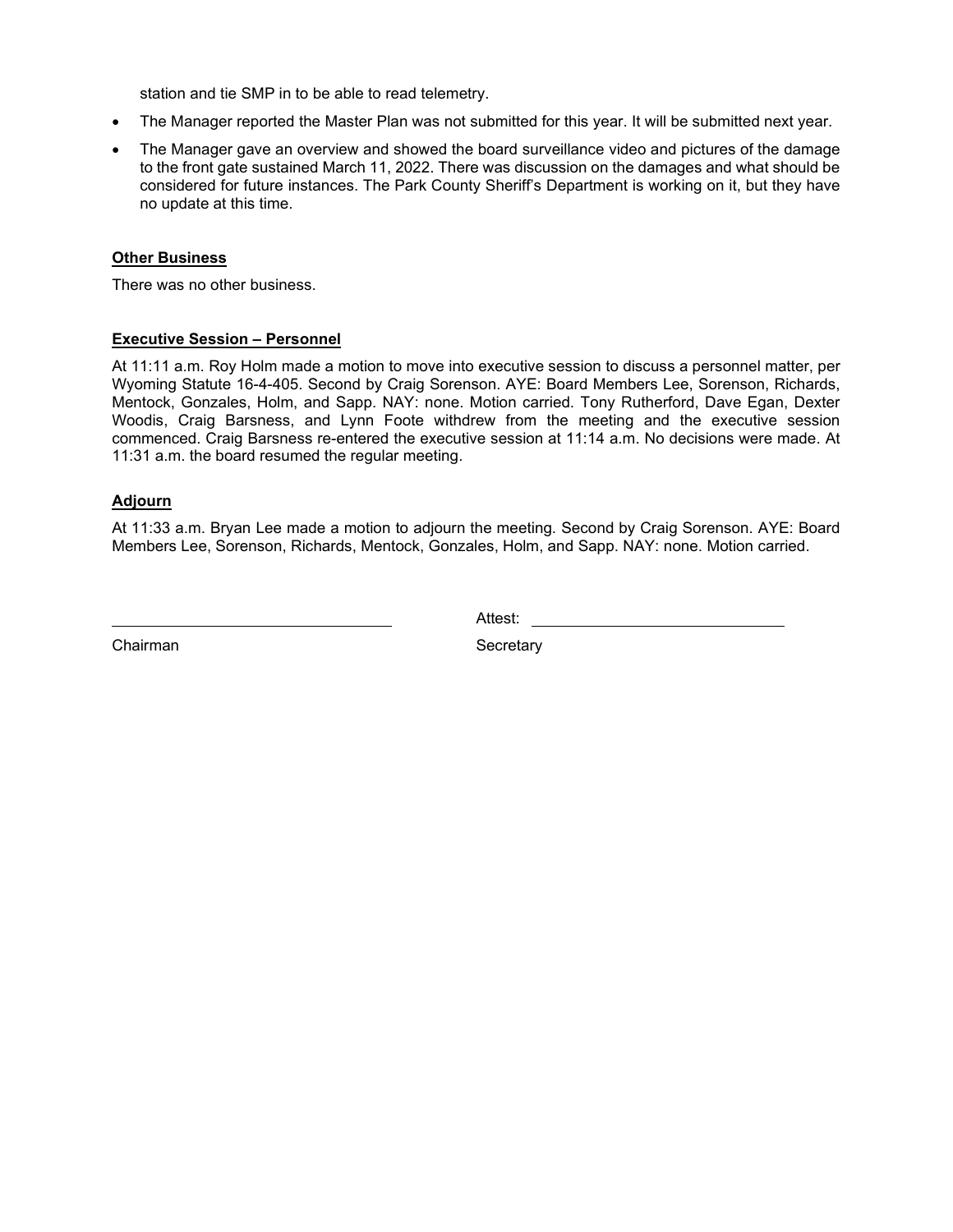station and tie SMP in to be able to read telemetry.

- The Manager reported the Master Plan was not submitted for this year. It will be submitted next year.
- The Manager gave an overview and showed the board surveillance video and pictures of the damage to the front gate sustained March 11, 2022. There was discussion on the damages and what should be considered for future instances. The Park County Sheriff's Department is working on it, but they have no update at this time.

**Other Business**

There was no other business.

**Executive Session – Personnel**

At 11:11 a.m. Roy Holm made a motion to move into executive session to discuss a personnel matter, per Wyoming Statute 16-4-405. Second by Craig Sorenson. AYE: Board Members Lee, Sorenson, Richards, Mentock, Gonzales, Holm, and Sapp. NAY: none. Motion carried. Tony Rutherford, Dave Egan, Dexter Woodis, Craig Barsness, and Lynn Foote withdrew from the meeting and the executive session commenced. Craig Barsness re-entered the executive session at 11:14 a.m. No decisions were made. At 11:31 a.m. the board resumed the regular meeting.

**Adjourn**

At 11:33 a.m. Bryan Lee made a motion to adjourn the meeting. Second by Craig Sorenson. AYE: Board Members Lee, Sorenson, Richards, Mentock, Gonzales, Holm, and Sapp. NAY: none. Motion carried.

_______________________________ Attest: _______________________________

Chairman Secretary